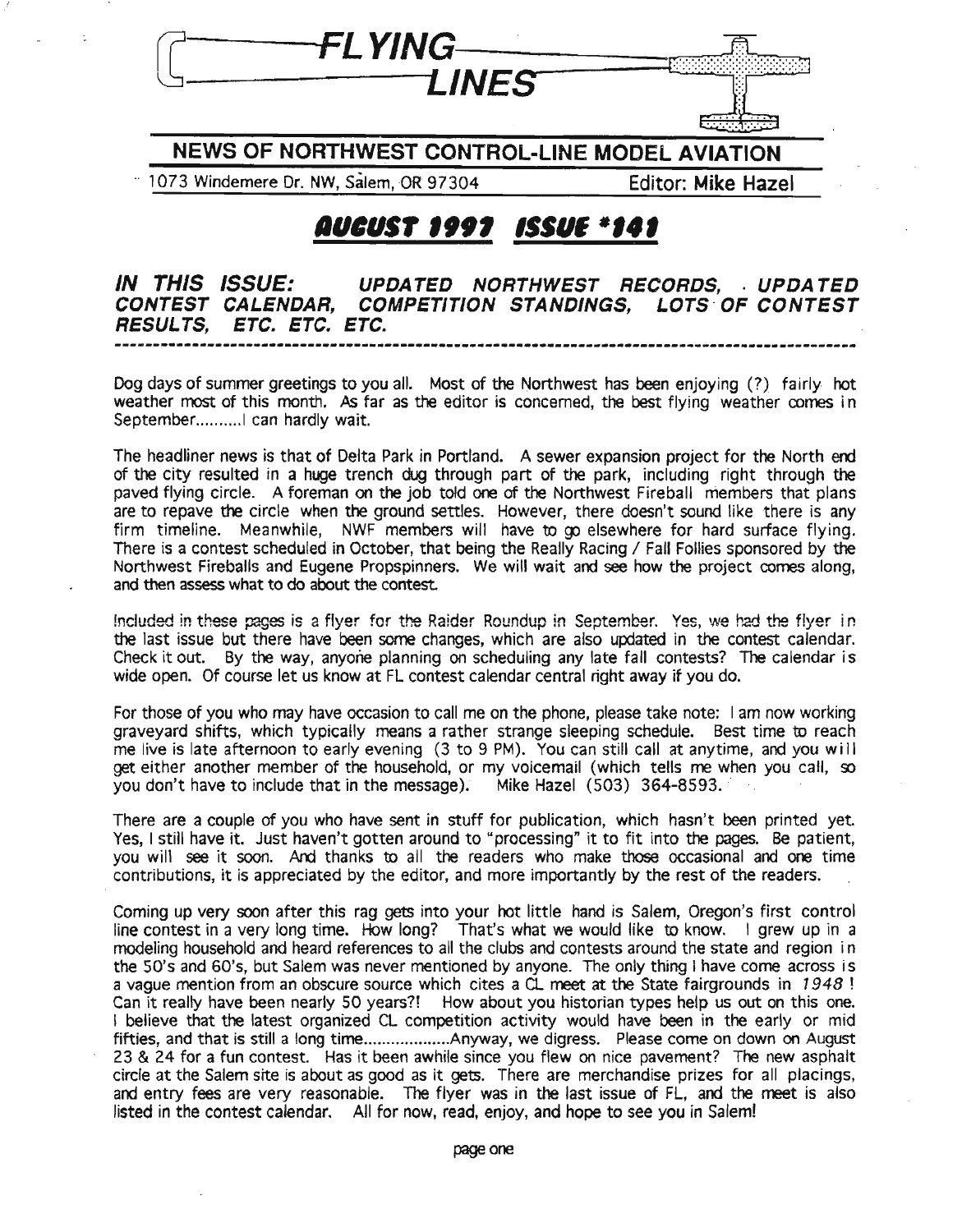# FLYING LINES

## NEWS OF NORTHWEST CONTROL-LINE MODEL AVIATION

1073 Windemere Dr. NW, Salem, OR 97304 — Editor: **Mike Hazel**

# *AUGUST 1997 ISSUE #141*

***IN THIS ISSUE: UPDATED NORTHWEST RECORDS, UPDATED CONTEST CALENDAR, COMPETITION STANDINGS, LOTS OF CONTEST RESULTS, ETC. ETC. ETC.***

---

Dog days of summer greetings to you all. Most of the Northwest has been enjoying (?) fairly hot weather most of this month. As far as the editor is concerned, the best flying weather comes in September..........I can hardly wait.

The headliner news is that of Delta Park in Portland. A sewer expansion project for the North end of the city resulted in a huge trench dug through part of the park, including right through the paved flying circle. A foreman on the job told one of the Northwest Fireball members that plans are to repave the circle when the ground settles. However, there doesn't sound like there is any firm timeline. Meanwhile, NWF members will have to go elsewhere for hard surface flying. There is a contest scheduled in October, that being the Really Racing / Fall Follies sponsored by the Northwest Fireballs and Eugene Propspinners. We will wait and see how the project comes along, and then assess what to do about the contest.

Included in these pages is a flyer for the Raider Roundup in September. Yes, we had the flyer in the last issue but there have been some changes, which are also updated in the contest calendar. Check it out. By the way, anyone planning on scheduling any late fall contests? The calendar is wide open. Of course let us know at FL contest calendar central right away if you do.

For those of you who may have occasion to call me on the phone, please take note: I am now working graveyard shifts, which typically means a rather strange sleeping schedule. Best time to reach me live is late afternoon to early evening (3 to 9 PM). You can still call at anytime, and you will get either another member of the household, or my voicemail (which tells me when you call, so you don't have to include that in the message). Mike Hazel (503) 364-8593.

There are a couple of you who have sent in stuff for publication, which hasn't been printed yet. Yes, I still have it. Just haven't gotten around to "processing" it to fit into the pages. Be patient, you will see it soon. And thanks to all the readers who make those occasional and one time contributions, it is appreciated by the editor, and more importantly by the rest of the readers.

Coming up very soon after this rag gets into your hot little hand is Salem, Oregon's first control line contest in a very long time. How long? That's what we would like to know. I grew up in a modeling household and heard references to all the clubs and contests around the state and region in the 50's and 60's, but Salem was never mentioned by anyone. The only thing I have come across is a vague mention from an obscure source which cites a CL meet at the State fairgrounds in *1948* ! Can it really have been nearly 50 years?! How about you historian types help us out on this one. I believe that the latest organized CL competition activity would have been in the early or mid fifties, and that is still a long time..................Anyway, we digress. Please come on down on August 23 & 24 for a fun contest. Has it been awhile since you flew on nice pavement? The new asphalt circle at the Salem site is about as good as it gets. There are merchandise prizes for all placings, and entry fees are very reasonable. The flyer was in the last issue of FL, and the meet is also listed in the contest calendar. All for now, read, enjoy, and hope to see you in Salem!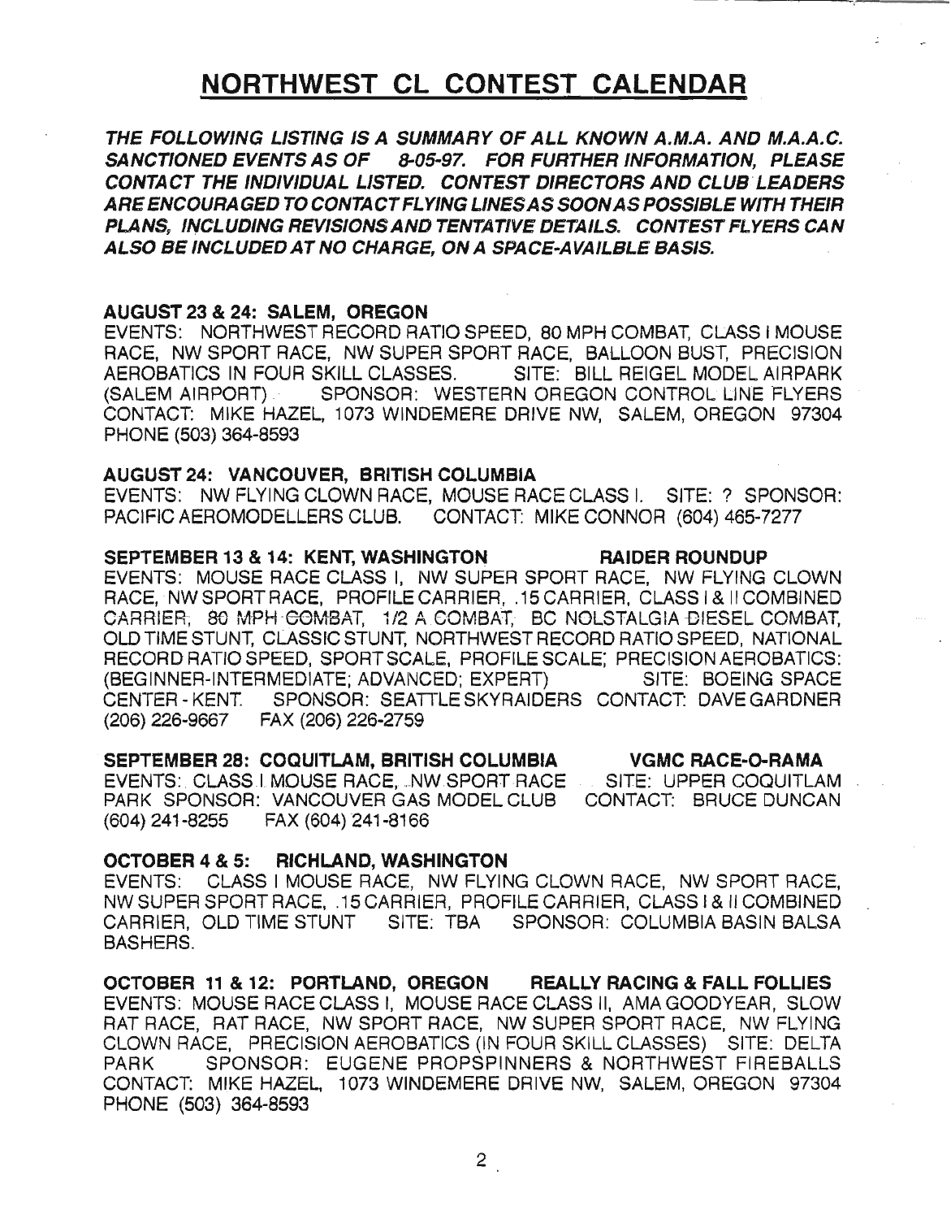# NORTHWEST CL CONTEST CALENDAR

***THE FOLLOWING LISTING IS A SUMMARY OF ALL KNOWN A.M.A. AND M.A.A.C. SANCTIONED EVENTS AS OF 8-05-97. FOR FURTHER INFORMATION, PLEASE CONTACT THE INDIVIDUAL LISTED. CONTEST DIRECTORS AND CLUB LEADERS ARE ENCOURAGED TO CONTACT FLYING LINES AS SOON AS POSSIBLE WITH THEIR PLANS, INCLUDING REVISIONS AND TENTATIVE DETAILS. CONTEST FLYERS CAN ALSO BE INCLUDED AT NO CHARGE, ON A SPACE-AVAILBLE BASIS.***

**AUGUST 23 & 24: SALEM, OREGON**

EVENTS: NORTHWEST RECORD RATIO SPEED, 80 MPH COMBAT, CLASS I MOUSE RACE, NW SPORT RACE, NW SUPER SPORT RACE, BALLOON BUST, PRECISION AEROBATICS IN FOUR SKILL CLASSES. SITE: BILL REIGEL MODEL AIRPARK (SALEM AIRPORT) SPONSOR: WESTERN OREGON CONTROL LINE FLYERS CONTACT: MIKE HAZEL, 1073 WINDEMERE DRIVE NW, SALEM, OREGON 97304 PHONE (503) 364-8593

**AUGUST 24: VANCOUVER, BRITISH COLUMBIA**

EVENTS: NW FLYING CLOWN RACE, MOUSE RACE CLASS I. SITE: ? SPONSOR: PACIFIC AEROMODELLERS CLUB. CONTACT: MIKE CONNOR (604) 465-7277

**SEPTEMBER 13 & 14: KENT, WASHINGTON — RAIDER ROUNDUP**

EVENTS: MOUSE RACE CLASS I, NW SUPER SPORT RACE, NW FLYING CLOWN RACE, NW SPORT RACE, PROFILE CARRIER, .15 CARRIER, CLASS I & II COMBINED CARRIER, 80 MPH COMBAT, 1/2 A COMBAT, BC NOLSTALGIA DIESEL COMBAT, OLD TIME STUNT, CLASSIC STUNT, NORTHWEST RECORD RATIO SPEED, NATIONAL RECORD RATIO SPEED, SPORT SCALE, PROFILE SCALE; PRECISION AEROBATICS: (BEGINNER-INTERMEDIATE; ADVANCED; EXPERT) SITE: BOEING SPACE CENTER - KENT. SPONSOR: SEATTLE SKYRAIDERS CONTACT: DAVE GARDNER (206) 226-9667 FAX (206) 226-2759

**SEPTEMBER 28: COQUITLAM, BRITISH COLUMBIA — VGMC RACE-O-RAMA**

EVENTS: CLASS I MOUSE RACE, NW SPORT RACE SITE: UPPER COQUITLAM PARK SPONSOR: VANCOUVER GAS MODEL CLUB CONTACT: BRUCE DUNCAN (604) 241-8255 FAX (604) 241-8166

**OCTOBER 4 & 5: RICHLAND, WASHINGTON**

EVENTS: CLASS I MOUSE RACE, NW FLYING CLOWN RACE, NW SPORT RACE, NW SUPER SPORT RACE, .15 CARRIER, PROFILE CARRIER, CLASS I & II COMBINED CARRIER, OLD TIME STUNT SITE: TBA SPONSOR: COLUMBIA BASIN BALSA BASHERS.

**OCTOBER 11 & 12: PORTLAND, OREGON — REALLY RACING & FALL FOLLIES**

EVENTS: MOUSE RACE CLASS I, MOUSE RACE CLASS II, AMA GOODYEAR, SLOW RAT RACE, RAT RACE, NW SPORT RACE, NW SUPER SPORT RACE, NW FLYING CLOWN RACE, PRECISION AEROBATICS (IN FOUR SKILL CLASSES) SITE: DELTA PARK SPONSOR: EUGENE PROPSPINNERS & NORTHWEST FIREBALLS CONTACT: MIKE HAZEL, 1073 WINDEMERE DRIVE NW, SALEM, OREGON 97304 PHONE (503) 364-8593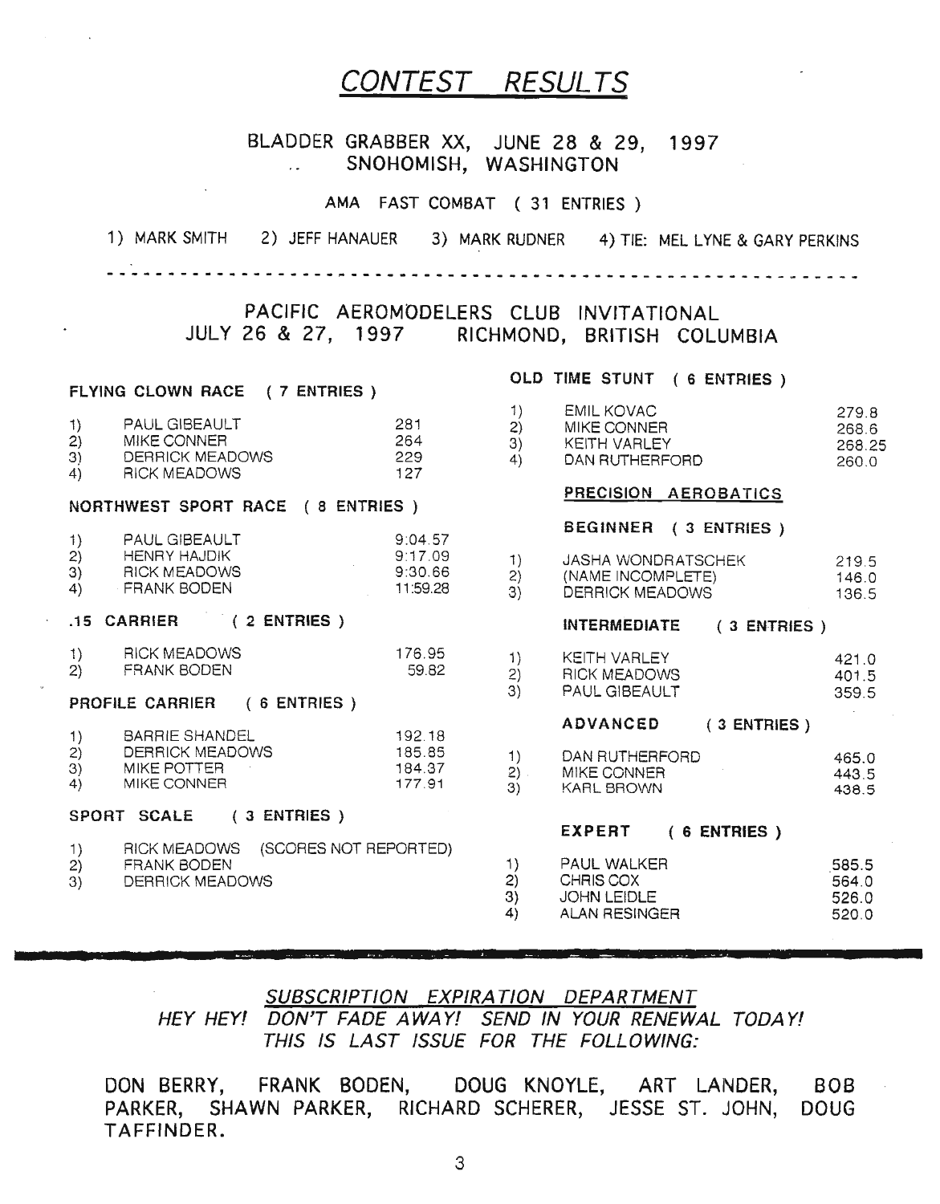# *CONTEST RESULTS*

## BLADDER GRABBER XX, JUNE 28 & 29, 1997
## SNOHOMISH, WASHINGTON

AMA FAST COMBAT ( 31 ENTRIES )

1) MARK SMITH 2) JEFF HANAUER 3) MARK RUDNER 4) TIE: MEL LYNE & GARY PERKINS

- - - - - - - - - - - - - - - - - - - - - - - - - - - - - - - - - - - - - - - - - - - - - - - - - - - - -

## PACIFIC AEROMODELERS CLUB INVITATIONAL
## JULY 26 & 27, 1997 RICHMOND, BRITISH COLUMBIA

### FLYING CLOWN RACE ( 7 ENTRIES )

| | | |
|---|---|---|
| 1) | PAUL GIBEAULT | 281 |
| 2) | MIKE CONNER | 264 |
| 3) | DERRICK MEADOWS | 229 |
| 4) | RICK MEADOWS | 127 |

### NORTHWEST SPORT RACE ( 8 ENTRIES )

| | | |
|---|---|---|
| 1) | PAUL GIBEAULT | 9:04.57 |
| 2) | HENRY HAJDIK | 9:17.09 |
| 3) | RICK MEADOWS | 9:30.66 |
| 4) | FRANK BODEN | 11:59.28 |

### .15 CARRIER ( 2 ENTRIES )

| | | |
|---|---|---|
| 1) | RICK MEADOWS | 176.95 |
| 2) | FRANK BODEN | 59.82 |

### PROFILE CARRIER ( 6 ENTRIES )

| | | |
|---|---|---|
| 1) | BARRIE SHANDEL | 192.18 |
| 2) | DERRICK MEADOWS | 185.85 |
| 3) | MIKE POTTER | 184.37 |
| 4) | MIKE CONNER | 177.91 |

### SPORT SCALE ( 3 ENTRIES )

| | | |
|---|---|---|
| 1) | RICK MEADOWS | (SCORES NOT REPORTED) |
| 2) | FRANK BODEN | |
| 3) | DERRICK MEADOWS | |

### OLD TIME STUNT ( 6 ENTRIES )

| | | |
|---|---|---|
| 1) | EMIL KOVAC | 279.8 |
| 2) | MIKE CONNER | 268.6 |
| 3) | KEITH VARLEY | 268.25 |
| 4) | DAN RUTHERFORD | 260.0 |

### PRECISION AEROBATICS

#### BEGINNER ( 3 ENTRIES )

| | | |
|---|---|---|
| 1) | JASHA WONDRATSCHEK | 219.5 |
| 2) | (NAME INCOMPLETE) | 146.0 |
| 3) | DERRICK MEADOWS | 136.5 |

#### INTERMEDIATE ( 3 ENTRIES )

| | | |
|---|---|---|
| 1) | KEITH VARLEY | 421.0 |
| 2) | RICK MEADOWS | 401.5 |
| 3) | PAUL GIBEAULT | 359.5 |

#### ADVANCED ( 3 ENTRIES )

| | | |
|---|---|---|
| 1) | DAN RUTHERFORD | 465.0 |
| 2) | MIKE CONNER | 443.5 |
| 3) | KARL BROWN | 438.5 |

#### EXPERT ( 6 ENTRIES )

| | | |
|---|---|---|
| 1) | PAUL WALKER | 585.5 |
| 2) | CHRIS COX | 564.0 |
| 3) | JOHN LEIDLE | 526.0 |
| 4) | ALAN RESINGER | 520.0 |

---

## *SUBSCRIPTION EXPIRATION DEPARTMENT*

*HEY HEY! DON'T FADE AWAY! SEND IN YOUR RENEWAL TODAY! THIS IS LAST ISSUE FOR THE FOLLOWING:*

DON BERRY, FRANK BODEN, DOUG KNOYLE, ART LANDER, BOB PARKER, SHAWN PARKER, RICHARD SCHERER, JESSE ST. JOHN, DOUG TAFFINDER.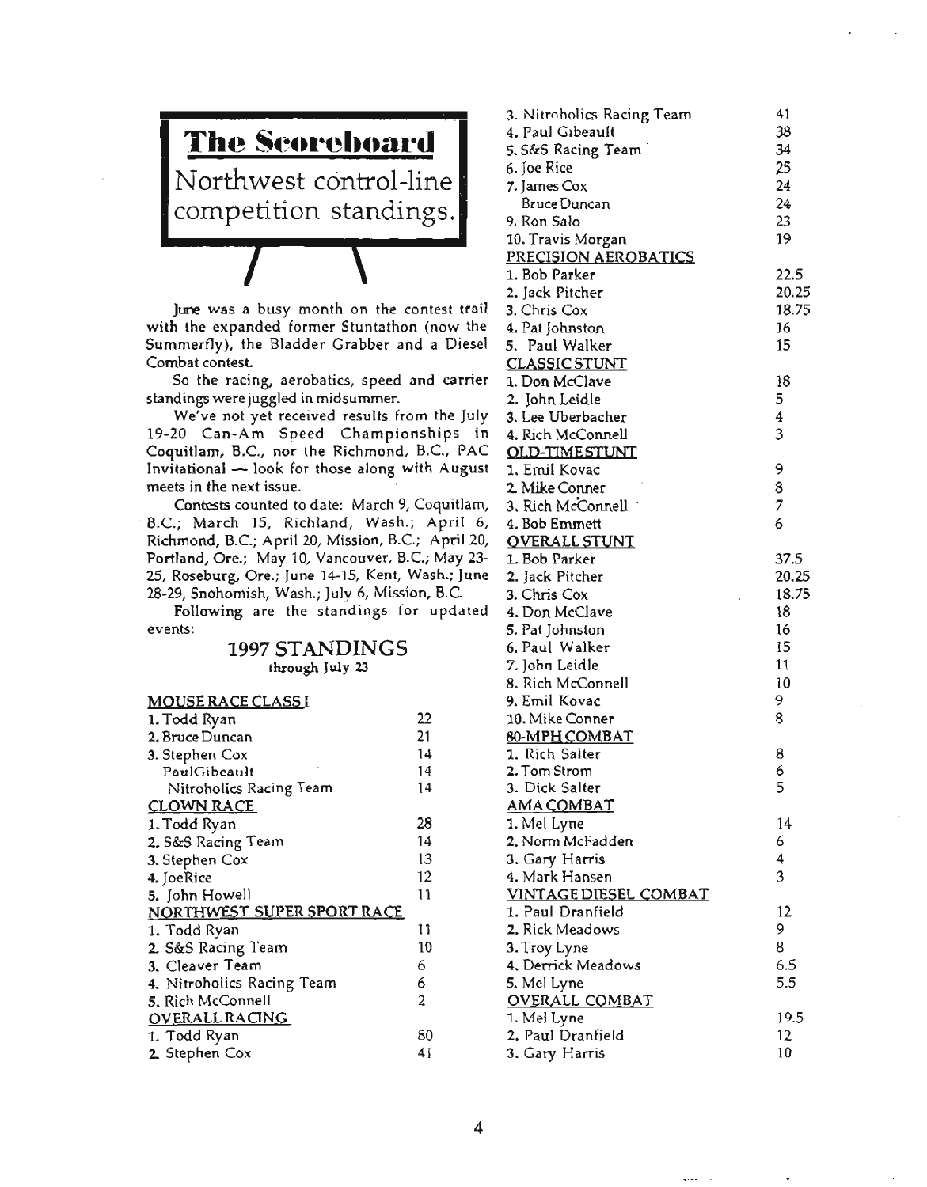# The Scoreboard

Northwest control-line competition standings.

June was a busy month on the contest trail with the expanded former Stuntathon (now the Summerfly), the Bladder Grabber and a Diesel Combat contest.

So the racing, aerobatics, speed and carrier standings were juggled in midsummer.

We've not yet received results from the July 19-20 Can-Am Speed Championships in Coquitlam, B.C., nor the Richmond, B.C., PAC Invitational — look for those along with August meets in the next issue.

Contests counted to date: March 9, Coquitlam, B.C.; March 15, Richland, Wash.; April 6, Richmond, B.C.; April 20, Mission, B.C.; April 20, Portland, Ore.; May 10, Vancouver, B.C.; May 23-25, Roseburg, Ore.; June 14-15, Kent, Wash.; June 28-29, Snohomish, Wash.; July 6, Mission, B.C.

Following are the standings for updated events:

## 1997 STANDINGS

through July 23

**MOUSE RACE CLASS I**

| | |
|---|---|
| 1. Todd Ryan | 22 |
| 2. Bruce Duncan | 21 |
| 3. Stephen Cox | 14 |
| PaulGibeault | 14 |
| Nitroholics Racing Team | 14 |

**CLOWN RACE**

| | |
|---|---|
| 1. Todd Ryan | 28 |
| 2. S&S Racing Team | 14 |
| 3. Stephen Cox | 13 |
| 4. JoeRice | 12 |
| 5. John Howell | 11 |

**NORTHWEST SUPER SPORT RACE**

| | |
|---|---|
| 1. Todd Ryan | 11 |
| 2. S&S Racing Team | 10 |
| 3. Cleaver Team | 6 |
| 4. Nitroholics Racing Team | 6 |
| 5. Rich McConnell | 2 |

**OVERALL RACING**

| | |
|---|---|
| 1. Todd Ryan | 80 |
| 2. Stephen Cox | 41 |
| 3. Nitroholics Racing Team | 41 |
| 4. Paul Gibeault | 38 |
| 5. S&S Racing Team | 34 |
| 6. Joe Rice | 25 |
| 7. James Cox | 24 |
| Bruce Duncan | 24 |
| 9. Ron Salo | 23 |
| 10. Travis Morgan | 19 |

**PRECISION AEROBATICS**

| | |
|---|---|
| 1. Bob Parker | 22.5 |
| 2. Jack Pitcher | 20.25 |
| 3. Chris Cox | 18.75 |
| 4. Pat Johnston | 16 |
| 5. Paul Walker | 15 |

**CLASSIC STUNT**

| | |
|---|---|
| 1. Don McClave | 18 |
| 2. John Leidle | 5 |
| 3. Lee Uberbacher | 4 |
| 4. Rich McConnell | 3 |

**OLD-TIME STUNT**

| | |
|---|---|
| 1. Emil Kovac | 9 |
| 2. Mike Conner | 8 |
| 3. Rich McConnell | 7 |
| 4. Bob Emmett | 6 |

**OVERALL STUNT**

| | |
|---|---|
| 1. Bob Parker | 37.5 |
| 2. Jack Pitcher | 20.25 |
| 3. Chris Cox | 18.75 |
| 4. Don McClave | 18 |
| 5. Pat Johnston | 16 |
| 6. Paul Walker | 15 |
| 7. John Leidle | 11 |
| 8. Rich McConnell | 10 |
| 9. Emil Kovac | 9 |
| 10. Mike Conner | 8 |

**80-MPH COMBAT**

| | |
|---|---|
| 1. Rich Salter | 8 |
| 2. Tom Strom | 6 |
| 3. Dick Salter | 5 |

**AMA COMBAT**

| | |
|---|---|
| 1. Mel Lyne | 14 |
| 2. Norm McFadden | 6 |
| 3. Gary Harris | 4 |
| 4. Mark Hansen | 3 |

**VINTAGE DIESEL COMBAT**

| | |
|---|---|
| 1. Paul Dranfield | 12 |
| 2. Rick Meadows | 9 |
| 3. Troy Lyne | 8 |
| 4. Derrick Meadows | 6.5 |
| 5. Mel Lyne | 5.5 |

**OVERALL COMBAT**

| | |
|---|---|
| 1. Mel Lyne | 19.5 |
| 2. Paul Dranfield | 12 |
| 3. Gary Harris | 10 |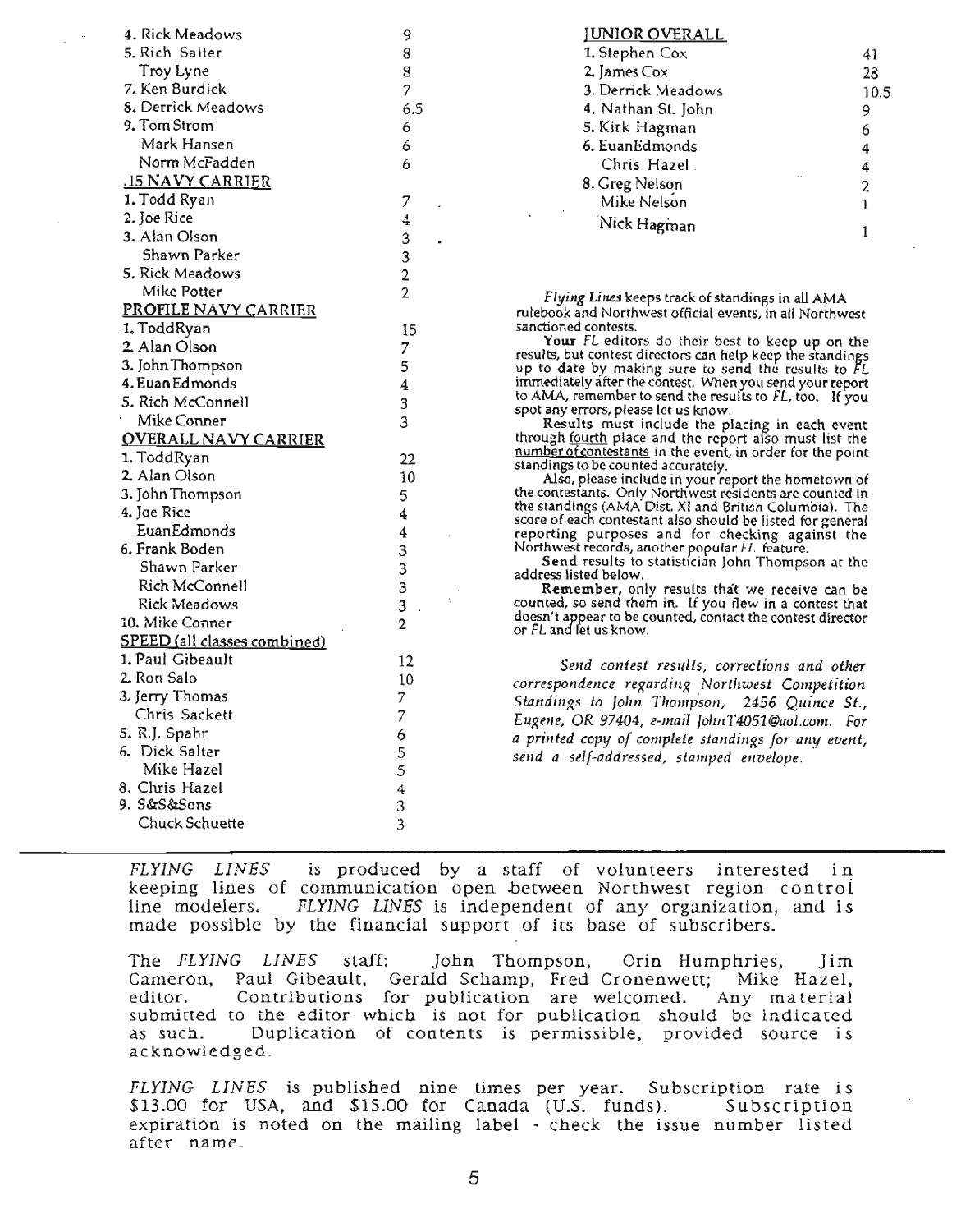| | |
|---|---|
| 4. Rick Meadows | 9 |
| 5. Rich Salter | 8 |
| Troy Lyne | 8 |
| 7. Ken Burdick | 7 |
| 8. Derrick Meadows | 6.5 |
| 9. Tom Strom | 6 |
| Mark Hansen | 6 |
| Norm McFadden | 6 |

**.15 NAVY CARRIER**

| | |
|---|---|
| 1. Todd Ryan | 7 |
| 2. Joe Rice | 4 |
| 3. Alan Olson | 3 |
| Shawn Parker | 3 |
| 5. Rick Meadows | 2 |
| Mike Potter | 2 |

**PROFILE NAVY CARRIER**

| | |
|---|---|
| 1. Todd Ryan | 15 |
| 2. Alan Olson | 7 |
| 3. John Thompson | 5 |
| 4. Euan Edmonds | 4 |
| 5. Rich McConnell | 3 |
| Mike Conner | 3 |

**OVERALL NAVY CARRIER**

| | |
|---|---|
| 1. Todd Ryan | 22 |
| 2. Alan Olson | 10 |
| 3. John Thompson | 5 |
| 4. Joe Rice | 4 |
| Euan Edmonds | 4 |
| 6. Frank Boden | 3 |
| Shawn Parker | 3 |
| Rich McConnell | 3 |
| Rick Meadows | 3 |
| 10. Mike Conner | 2 |

**SPEED (all classes combined)**

| | |
|---|---|
| 1. Paul Gibeault | 12 |
| 2. Ron Salo | 10 |
| 3. Jerry Thomas | 7 |
| Chris Sackett | 7 |
| 5. R.J. Spahr | 6 |
| 6. Dick Salter | 5 |
| Mike Hazel | 5 |
| 8. Chris Hazel | 4 |
| 9. S&S&Sons | 3 |
| Chuck Schuette | 3 |

**JUNIOR OVERALL**

| | |
|---|---|
| 1. Stephen Cox | 41 |
| 2. James Cox | 28 |
| 3. Derrick Meadows | 10.5 |
| 4. Nathan St. John | 9 |
| 5. Kirk Hagman | 6 |
| 6. Euan Edmonds | 4 |
| Chris Hazel | 4 |
| 8. Greg Nelson | 2 |
| Mike Nelson | 1 |
| Nick Hagman | 1 |

*Flying Lines* keeps track of standings in all AMA rulebook and Northwest official events, in all Northwest sanctioned contests.

**Your** *FL* editors do their best to keep up on the results, but contest directors can help keep the standings up to date by making sure to send the results to *FL* immediately after the contest. When you send your report to AMA, remember to send the results to *FL*, too. If you spot any errors, please let us know.

**Results** must include the placing in each event through fourth place and the report also must list the number of contestants in the event, in order for the point standings to be counted accurately.

**Also**, please include in your report the hometown of the contestants. Only Northwest residents are counted in the standings (AMA Dist. XI and British Columbia). The score of each contestant also should be listed for general reporting purposes and for checking against the Northwest records, another popular *FL* feature.

**Send** results to statistician John Thompson at the address listed below.

**Remember**, only results that we receive can be counted, so send them in. If you flew in a contest that doesn't appear to be counted, contact the contest director or *FL* and let us know.

*Send contest results, corrections and other correspondence regarding Northwest Competition Standings to John Thompson, 2456 Quince St., Eugene, OR 97404, e-mail JohnT4051@aol.com. For a printed copy of complete standings for any event, send a self-addressed, stamped envelope.*

---

*FLYING LINES* is produced by a staff of volunteers interested in keeping lines of communication open between Northwest region control line modelers. *FLYING LINES* is independent of any organization, and is made possible by the financial support of its base of subscribers.

The *FLYING LINES* staff: John Thompson, Orin Humphries, Jim Cameron, Paul Gibeault, Gerald Schamp, Fred Cronenwett; Mike Hazel, editor. Contributions for publication are welcomed. Any material submitted to the editor which is not for publication should be indicated as such. Duplication of contents is permissible, provided source is acknowledged.

*FLYING LINES* is published nine times per year. Subscription rate is $13.00 for USA, and $15.00 for Canada (U.S. funds). Subscription expiration is noted on the mailing label - check the issue number listed after name.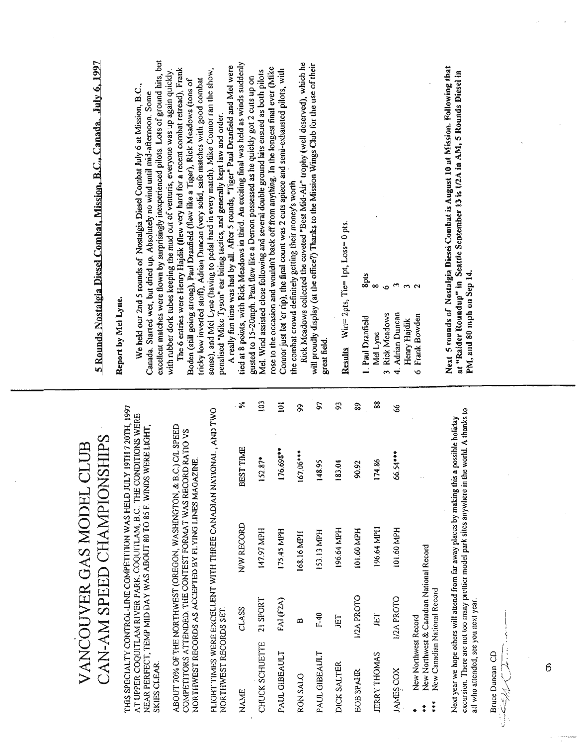# VANCOUVER GAS MODEL CLUB
# CAN-AM SPEED CHAMPIONSHIPS

THIS SPECIALTY CONTROL-LINE COMPETITION WAS HELD JULY 19TH 7 20TH, 1997 AT UPPER COQUITLAM RIVER PARK, COQUITLAM, B.C.. THE CONDITIONS WERE NEAR PERFECT, TEMP MID DAY WAS ABOUT 80 TO 85 F. WINDS WERE LIGHT, SKIES CLEAR.

ABOUT 70% OF THE NORTHWEST (OREGON, WASHINGTON, & B.C.) C/L SPEED COMPETITORS ATTENDED. THE CONTEST FORMAT WAS RECORD RATIO VS NORTHWEST RECORDS AS ACCEPTED BY FLYING LINES MAGAZINE.

FLIGHT TIMES WERE EXCELLENT WITH THREE CANADIAN NATIONAL, AND TWO NORTHWEST RECORDS SET.

| NAME | CLASS | N/W RECORD | BEST TIME | % |
|---|---|---|---|---|
| CHUCK SCHUETTE | 21 SPORT | 147.97 MPH | 152.87* | 103 |
| PAUL GIBEAULT | FAI (F2A) | 175.45 MPH | 176.698** | 101 |
| RON SALO | B | 168.16 MPH | 167.06*** | 99 |
| PAUL GIBEAULT | F-40 | 153.13 MPH | 148.95 | 97 |
| DICK SALTER | JET | 196.64 MPH | 183.04 | 93 |
| BOB SPAHR | 1/2A PROTO | 101.60 MPH | 90.92 | 89 |
| JERRY THOMAS | JET | 196.64 MPH | 174.86 | 88 |
| JAMES COX | 1/2A PROTO | 101.60 MPH | 66.54*** | 66 |

\* New Northwest Record
\*\* New Northwest & Canadian National Record
\*\*\* New Canadian National Record

Next year we hope others will attend from far away places by making this a possible holiday excursion. There are not too many prettier model park sites anywhere in the world. A thanks to all who attended, see you next year.

Bruce Duncan CD

## 5 Rounds Nostalgia Diesel Combat, Mission, B.C., Canada. July 6, 1997

**Report by Mel Lyne.**

We held our 2nd 5 rounds of Nostalgia Diesel Combat July 6 at Mission, B.C., Canada. Started wet, but dried up. Absolutely no wind until mid-afternoon. Some excellent matches were flown by surprisingly inexperienced pilots. Lots of ground hits, but with rubber dork tubes keeping the mud out of venturis, everyone was up again quickly.

The 6 entries were Henry Hajdik (flew very hard for a recent combat retread), Frank Boden (still going strong), Paul Dranfield (flew like a Tiger), Rick Meadows (tons of tricky low inverted stuff), Adrian Duncan (very solid, safe matches with good combat sense), and Mel Lyne (having to pedal hard in every match). Mike Connor ran the show, penalised "Mike Tyson" ear biting tactics, and generally kept law and order.

A really fun time was had by all. After 5 rounds, "Tiger" Paul Dranfield and Mel were tied at 8 points, with Rick Meadows in third. An exciting final was held as winds suddenly gusted to 15-20mph. Paul flew like a Demon possessed as he quickly got 2 cuts up on Mel. Wind assisted close following and several double ground hits ensued as both pilots rose to the occasion and wouldn't back off from anything. In the longest final ever (Mike Connor just let 'er rip), the final count was 2 cuts apiece and semi-exhausted pilots, with the combat crowd definitely getting their money's worth.

Rick Meadows collected the coveted "Best Mid-Air" trophy (well deserved), which he will proudly display (at the office?) Thanks to the Mission Wings Club for the use of their great field.

**Results** Win= 2pts, Tie= 1pt, Loss= 0 pts.

| | |
|---|---|
| 1. Paul Dranfield | 8pts |
| Mel Lyne | 8 |
| 3 Rick Meadows | 6 |
| 4. Adrian Duncan | 3 |
| Henry Hajdik | 3 |
| 6 Frank Bowden | 2 |

**Next 5 rounds of Nostalgia Diesel Combat is August 10 at Mission. Following that at "Raider Roundup" in Seattle September 13 is 1/2A in AM, 5 Rounds Diesel in PM, and 80 mph on Sep 14.**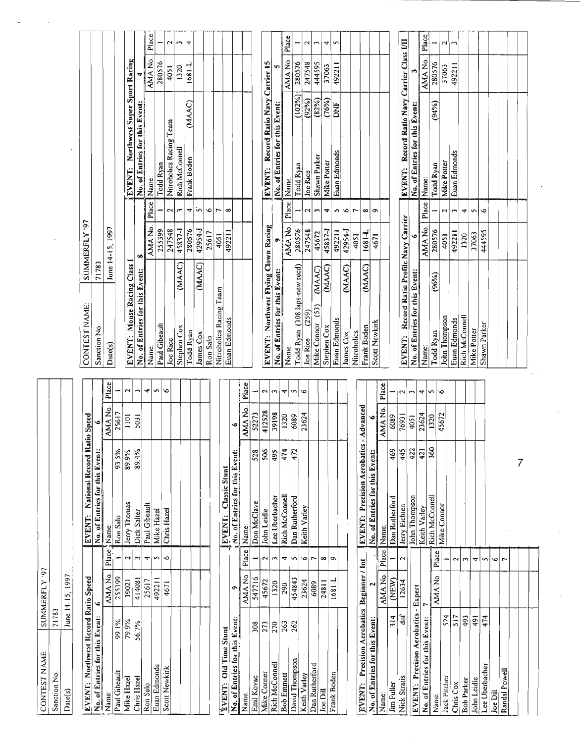| CONTEST NAME: | SUMMERFLY '97 |
|---|---|
| Sanction No. | 71783 |
| Date(s) | June 14-15, 1997 |

**EVENT: Northwest Record Ratio Speed**

No. of Entries for this Event: 6

| Name: | | AMA No. | Place |
|---|---|---|---|
| Paul Gibeault | 99.1% | 255399 | 1 |
| Mike Hazel | 79.9% | 39021 | 2 |
| Chris Hazel | 56.7% | 414081 | 3 |
| Ron Salo | | 25617 | 4 |
| Euan Edmonds | | 492211 | 5 |
| Scott Newkirk | | 4671 | 6 |

**EVENT: National Record Ratio Speed**

No. of Entries for this Event: 6

| Name: | | AMA No. | Place |
|---|---|---|---|
| Ron Salo | 93.5% | 25617 | 1 |
| Jerry Thomas | 89.9% | 1101 | 2 |
| Dick Salter | 89.4% | 5031 | 3 |
| Paul Gibeault | | | 4 |
| Mike Hazel | | | 5 |
| Chris Hazel | | | 6 |

**EVENT: Old Time Stunt**

No. of Entries for this Event: 9

| Name: | | AMA No. | Place |
|---|---|---|---|
| Emil Kovac | 308 | 547716 | 1 |
| Mike Conner | 273 | 45672 | 2 |
| Rich McConnell | 270 | 1320 | 3 |
| Bob Emmett | 263 | 290 | 4 |
| David Thompson | 262 | 454843 | 5 |
| Keith Varley | | 23624 | 6 |
| Dan Rutherford | | 6089 | 7 |
| Joe Dill | | 24811 | 8 |
| Frank Boden | | 1681-L | 9 |

**EVENT: Classic Stunt**

No. of Entries for this Event: 6

| Name: | | AMA No. | Place |
|---|---|---|---|
| Don McClave | 528 | 52273 | 1 |
| John Leidle | 506 | 412528 | 2 |
| Lee Uberbacher | 495 | 39198 | 3 |
| Rich McConnell | 474 | 1320 | 4 |
| Dan Rutherford | 472 | 6089 | 5 |
| Keith Varley | | 23624 | 6 |

**EVENT: Precision Aerobatics Beginner / Int**

No. of Entries for this Event: 2

| Name: | | AMA No. | Place |
|---|---|---|---|
| Jim Fuller | 314 | (NEW) | 1 |
| Nick Straus | dnf | 12634 | 2 |

**EVENT: Precison Aerobatics - Expert**

No. of Entries for this Event: 7

| Name: | | AMA No. | Place |
|---|---|---|---|
| Jack Pitcher | 524 | | 1 |
| Chris Cox | 517 | | 2 |
| Bob Parker | 493 | | 3 |
| John Leidle | 491 | | 4 |
| Lee Uberbacher | 474 | | 5 |
| Joe Dill | | | 6 |
| Randal Powell | | | 7 |

**EVENT: Precision Aerobatics - Advanced**

No. of Entries for this Event: 6

| Name: | | AMA No. | Place |
|---|---|---|---|
| Dan Rutherford | 469 | 6089 | 1 |
| Jerry Eichten | 445 | 76931 | 2 |
| John Thompson | 422 | 4051 | 3 |
| Keith Varley | 421 | 23624 | 4 |
| Rich McConnell | 360 | 1320 | 5 |
| Mike Connor | | 45672 | 6 |

| CONTEST NAME: | SUMMERFLY '97 |
|---|---|
| Sanction No. | 71783 |
| Date(s) | June 14-15, 1997 |

**EVENT: Mouse Racing Class I**

No. of Entries for this Event: 8

| Name: | | AMA No. | Place |
|---|---|---|---|
| Paul Gibeault | | 255399 | 1 |
| Joe Rice | | 247548 | 2 |
| Stephen Cox | (MAAC) | 45837-J | 3 |
| Todd Ryan | | 280576 | 4 |
| James Cox | (MAAC) | 42954-J | 5 |
| Ron Salo | | 25617 | 6 |
| Nitroholics Racing Team | | 4051 | 7 |
| Euan Edmonds | | 492211 | 8 |

**EVENT: Northwest Super Sport Racing**

No. of Entries for this Event: 4

| Name: | | AMA No. | Place |
|---|---|---|---|
| Todd Ryan | | 280576 | 1 |
| Nitroholics Racing Team | | 4051 | 2 |
| Rich McConnell | | 1320 | 3 |
| Frank Boden | (MAAC) | 1681-L | 4 |

**EVENT: Northwest Flying Clown Racing**

No. of Entries for this Event: 9

| Name: | | AMA No. | Place |
|---|---|---|---|
| Todd Ryan (308 laps-new recd) | | 280576 | 1 |
| Joe Rice (259) | | 247548 | 2 |
| Mike Connor (53) | (MAAC) | 45672 | 3 |
| Stephen Cox | (MAAC) | 45837-J | 4 |
| Euan Edmonds | | 492211 | 5 |
| James Cox | (MAAC) | 42954-J | 6 |
| Nitroholics | | 4051 | 7 |
| Frank Boden | (MAAC) | 1681-L | 8 |
| Scott Newkirk | | 4671 | 9 |

**EVENT: Record Ratio Navy Carrier 15**

No. of Entries for this Event: 5

| Name: | | AMA No. | Place |
|---|---|---|---|
| Todd Ryan | (102%) | 280576 | 1 |
| Joe Rice | (92%) | 247548 | 2 |
| Shawn Parker | (82%) | 444595 | 3 |
| Mike Potter | (76%) | 37063 | 4 |
| Euan Edmonds | DNF | 492211 | 5 |

**EVENT: Record Ratio Profile Navy Carrier**

No. of Entries for this Event: 6

| Name: | | AMA No. | Place |
|---|---|---|---|
| Todd Ryan | (96%) | 280576 | 1 |
| John Thompson | | 4051 | 2 |
| Euan Edmonds | | 492211 | 3 |
| Rich McConnell | | 1320 | 4 |
| Mike Potter | | 37063 | 5 |
| Shawn Parker | | 444595 | 6 |

**EVENT: Record Ratio Navy Carrier Class I/II**

No. of Entries for this Event: 3

| Name: | | AMA No. | Place |
|---|---|---|---|
| Todd Ryan | (94%) | 280576 | 1 |
| Mike Potter | | 37063 | 2 |
| Euan Edmonds | | 492211 | 3 |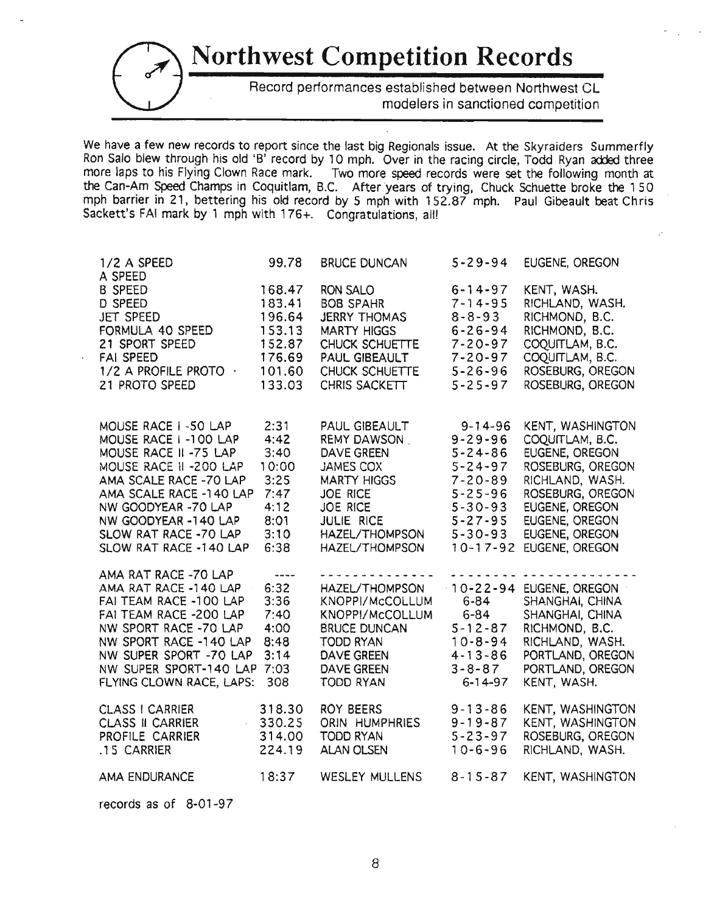# Northwest Competition Records

Record performances established between Northwest CL modelers in sanctioned competition

We have a few new records to report since the last big Regionals issue. At the Skyraiders Summerfly Ron Salo blew through his old 'B' record by 10 mph. Over in the racing circle, Todd Ryan added three more laps to his Flying Clown Race mark. Two more speed records were set the following month at the Can-Am Speed Champs in Coquitlam, B.C. After years of trying, Chuck Schuette broke the 150 mph barrier in 21, bettering his old record by 5 mph with 152.87 mph. Paul Gibeault beat Chris Sackett's FAI mark by 1 mph with 176+. Congratulations, all!

| Event | Record | Name | Date | Location |
|---|---|---|---|---|
| 1/2 A SPEED | 99.78 | BRUCE DUNCAN | 5-29-94 | EUGENE, OREGON |
| A SPEED | | | | |
| B SPEED | 168.47 | RON SALO | 6-14-97 | KENT, WASH. |
| D SPEED | 183.41 | BOB SPAHR | 7-14-95 | RICHLAND, WASH. |
| JET SPEED | 196.64 | JERRY THOMAS | 8-8-93 | RICHMOND, B.C. |
| FORMULA 40 SPEED | 153.13 | MARTY HIGGS | 6-26-94 | RICHMOND, B.C. |
| 21 SPORT SPEED | 152.87 | CHUCK SCHUETTE | 7-20-97 | COQUITLAM, B.C. |
| FAI SPEED | 176.69 | PAUL GIBEAULT | 7-20-97 | COQUITLAM, B.C. |
| 1/2 A PROFILE PROTO | 101.60 | CHUCK SCHUETTE | 5-26-96 | ROSEBURG, OREGON |
| 21 PROTO SPEED | 133.03 | CHRIS SACKETT | 5-25-97 | ROSEBURG, OREGON |
| MOUSE RACE I -50 LAP | 2:31 | PAUL GIBEAULT | 9-14-96 | KENT, WASHINGTON |
| MOUSE RACE I -100 LAP | 4:42 | REMY DAWSON | 9-29-96 | COQUITLAM, B.C. |
| MOUSE RACE II -75 LAP | 3:40 | DAVE GREEN | 5-24-86 | EUGENE, OREGON |
| MOUSE RACE II -200 LAP | 10:00 | JAMES COX | 5-24-97 | ROSEBURG, OREGON |
| AMA SCALE RACE -70 LAP | 3:25 | MARTY HIGGS | 7-20-89 | RICHLAND, WASH. |
| AMA SCALE RACE -140 LAP | 7:47 | JOE RICE | 5-25-96 | ROSEBURG, OREGON |
| NW GOODYEAR -70 LAP | 4:12 | JOE RICE | 5-30-93 | EUGENE, OREGON |
| NW GOODYEAR -140 LAP | 8:01 | JULIE RICE | 5-27-95 | EUGENE, OREGON |
| SLOW RAT RACE -70 LAP | 3:10 | HAZEL/THOMPSON | 5-30-93 | EUGENE, OREGON |
| SLOW RAT RACE -140 LAP | 6:38 | HAZEL/THOMPSON | 10-17-92 | EUGENE, OREGON |
| AMA RAT RACE -70 LAP | ---- | ------------- | -------- | ------------- |
| AMA RAT RACE -140 LAP | 6:32 | HAZEL/THOMPSON | 10-22-94 | EUGENE, OREGON |
| FAI TEAM RACE -100 LAP | 3:36 | KNOPPI/McCOLLUM | 6-84 | SHANGHAI, CHINA |
| FAI TEAM RACE -200 LAP | 7:40 | KNOPPI/McCOLLUM | 6-84 | SHANGHAI, CHINA |
| NW SPORT RACE -70 LAP | 4:00 | BRUCE DUNCAN | 5-12-87 | RICHMOND, B.C. |
| NW SPORT RACE -140 LAP | 8:48 | TODD RYAN | 10-8-94 | RICHLAND, WASH. |
| NW SUPER SPORT -70 LAP | 3:14 | DAVE GREEN | 4-13-86 | PORTLAND, OREGON |
| NW SUPER SPORT-140 LAP | 7:03 | DAVE GREEN | 3-8-87 | PORTLAND, OREGON |
| FLYING CLOWN RACE, LAPS: | 308 | TODD RYAN | 6-14-97 | KENT, WASH. |
| CLASS I CARRIER | 318.30 | ROY BEERS | 9-13-86 | KENT, WASHINGTON |
| CLASS II CARRIER | 330.25 | ORIN HUMPHRIES | 9-19-87 | KENT, WASHINGTON |
| PROFILE CARRIER | 314.00 | TODD RYAN | 5-23-97 | ROSEBURG, OREGON |
| .15 CARRIER | 224.19 | ALAN OLSEN | 10-6-96 | RICHLAND, WASH. |
| AMA ENDURANCE | 18:37 | WESLEY MULLENS | 8-15-87 | KENT, WASHINGTON |

records as of 8-01-97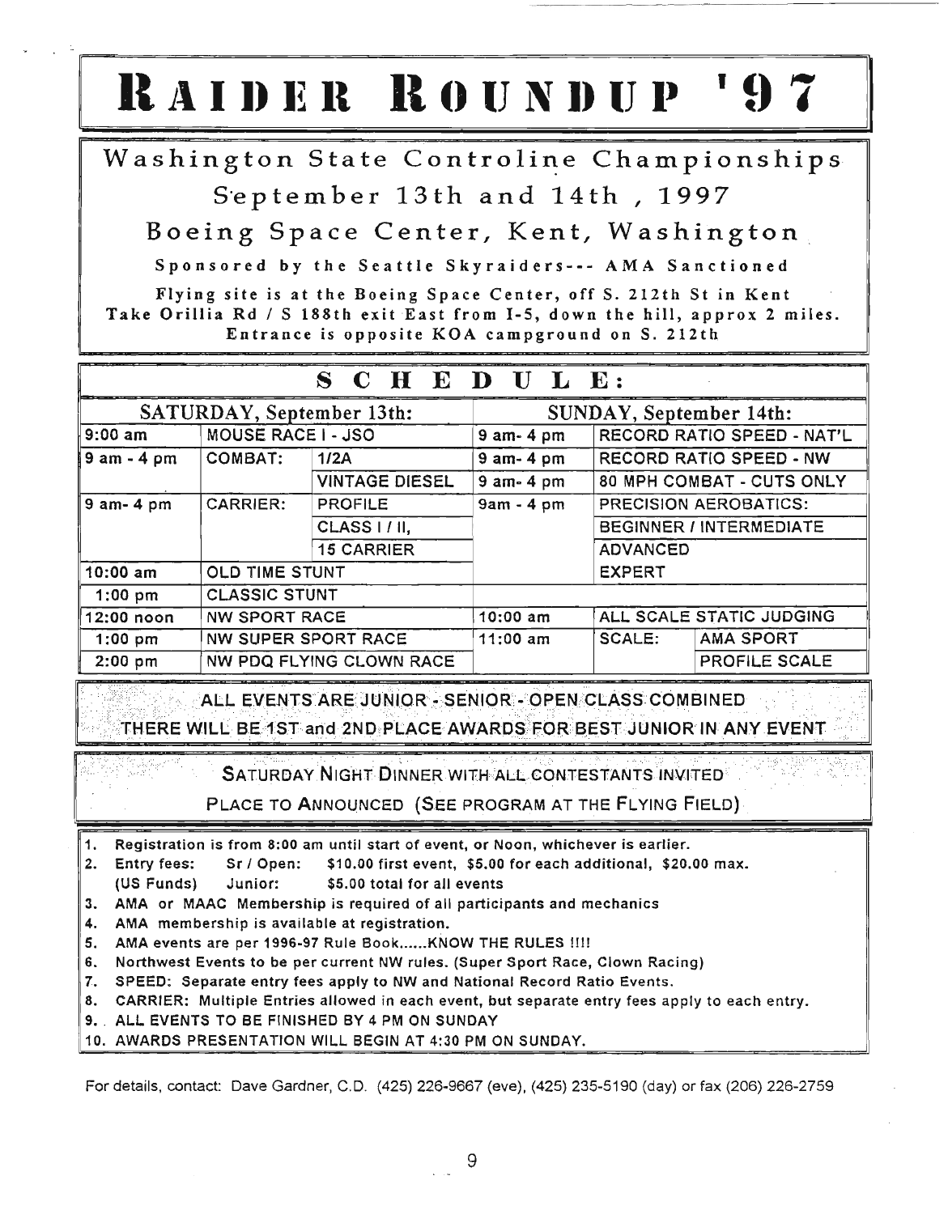# Raider Roundup '97

## Washington State Controline Championships

## September 13th and 14th , 1997

## Boeing Space Center, Kent, Washington

**Sponsored by the Seattle Skyraiders--- AMA Sanctioned**

**Flying site is at the Boeing Space Center, off S. 212th St in Kent**
**Take Orillia Rd / S 188th exit East from I-5, down the hill, approx 2 miles.**
**Entrance is opposite KOA campground on S. 212th**

## SCHEDULE:

| SATURDAY, September 13th: | | | SUNDAY, September 14th: | | |
|---|---|---|---|---|---|
| 9:00 am | MOUSE RACE I - JSO | | 9 am- 4 pm | RECORD RATIO SPEED - NAT'L | |
| 9 am - 4 pm | COMBAT: | 1/2A | 9 am- 4 pm | RECORD RATIO SPEED - NW | |
| | | VINTAGE DIESEL | 9 am- 4 pm | 80 MPH COMBAT - CUTS ONLY | |
| 9 am- 4 pm | CARRIER: | PROFILE | 9am - 4 pm | PRECISION AEROBATICS: | |
| | | CLASS I / II, | | BEGINNER / INTERMEDIATE | |
| | | 15 CARRIER | | ADVANCED | |
| 10:00 am | OLD TIME STUNT | | | EXPERT | |
| 1:00 pm | CLASSIC STUNT | | | | |
| 12:00 noon | NW SPORT RACE | | 10:00 am | ALL SCALE STATIC JUDGING | |
| 1:00 pm | NW SUPER SPORT RACE | | 11:00 am | SCALE: | AMA SPORT |
| 2:00 pm | NW PDQ FLYING CLOWN RACE | | | | PROFILE SCALE |

**ALL EVENTS ARE JUNIOR - SENIOR - OPEN CLASS COMBINED**
**THERE WILL BE 1ST and 2ND PLACE AWARDS FOR BEST JUNIOR IN ANY EVENT**

**SATURDAY NIGHT DINNER WITH ALL CONTESTANTS INVITED**
**PLACE TO ANNOUNCED (SEE PROGRAM AT THE FLYING FIELD)**

1. Registration is from 8:00 am until start of event, or Noon, whichever is earlier.
2. Entry fees: Sr / Open: $10.00 first event, $5.00 for each additional, $20.00 max.
   (US Funds) Junior: $5.00 total for all events
3. AMA or MAAC Membership is required of all participants and mechanics
4. AMA membership is available at registration.
5. AMA events are per 1996-97 Rule Book......KNOW THE RULES !!!!
6. Northwest Events to be per current NW rules. (Super Sport Race, Clown Racing)
7. SPEED: Separate entry fees apply to NW and National Record Ratio Events.
8. CARRIER: Multiple Entries allowed in each event, but separate entry fees apply to each entry.
9. ALL EVENTS TO BE FINISHED BY 4 PM ON SUNDAY
10. AWARDS PRESENTATION WILL BEGIN AT 4:30 PM ON SUNDAY.

For details, contact: Dave Gardner, C.D. (425) 226-9667 (eve), (425) 235-5190 (day) or fax (206) 226-2759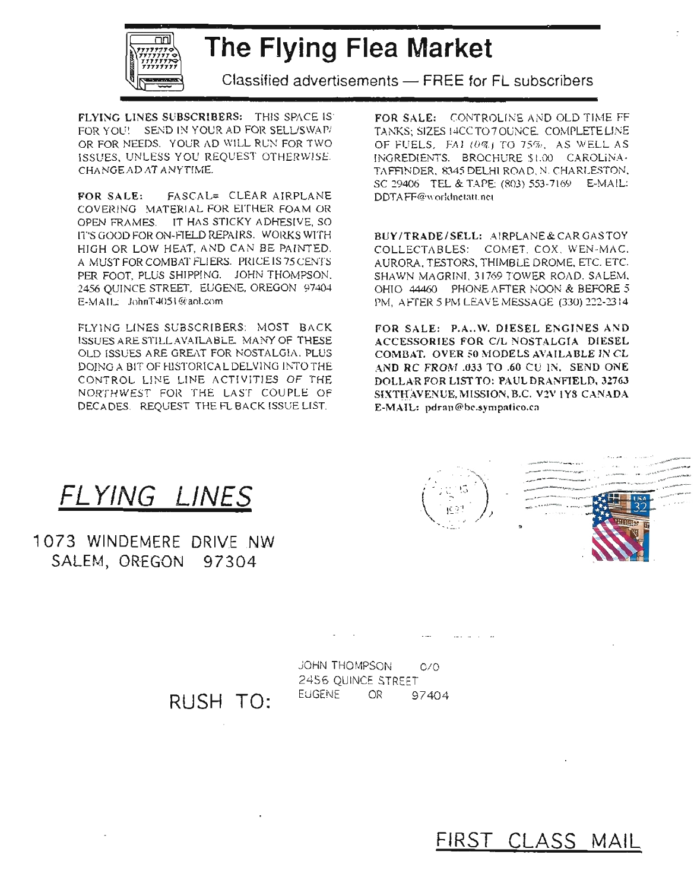# The Flying Flea Market

Classified advertisements — FREE for FL subscribers

**FLYING LINES SUBSCRIBERS:** THIS SPACE IS FOR YOU! SEND IN YOUR AD FOR SELL/SWAP/ OR FOR NEEDS. YOUR AD WILL RUN FOR TWO ISSUES, UNLESS YOU REQUEST OTHERWISE. CHANGE AD AT ANYTIME.

**FOR SALE:** FASCAL= CLEAR AIRPLANE COVERING MATERIAL FOR EITHER FOAM OR OPEN FRAMES. IT HAS STICKY ADHESIVE, SO IT'S GOOD FOR ON-FIELD REPAIRS. WORKS WITH HIGH OR LOW HEAT, AND CAN BE PAINTED. A MUST FOR COMBAT FLIERS. PRICE IS 75 CENTS PER FOOT, PLUS SHIPPING. JOHN THOMPSON, 2456 QUINCE STREET, EUGENE, OREGON 97404 E-MAIL: JohnT4051@aol.com

FLYING LINES SUBSCRIBERS: MOST BACK ISSUES ARE STILL AVAILABLE. MANY OF THESE OLD ISSUES ARE GREAT FOR NOSTALGIA, PLUS DOING A BIT OF HISTORICAL DELVING INTO THE CONTROL LINE LINE ACTIVITIES OF THE NORTHWEST FOR THE LAST COUPLE OF DECADES. REQUEST THE FL BACK ISSUE LIST.

**FOR SALE:** CONTROLINE AND OLD TIME FF TANKS; SIZES 14CC TO 7 OUNCE. COMPLETE LINE OF FUELS, FAI (0%) TO 75%, AS WELL AS INGREDIENTS. BROCHURE $1.00 CAROLINA-TAFFINDER, 8345 DELHI ROAD, N. CHARLESTON, SC 29406 TEL & TAPE: (803) 553-7169 E-MAIL: DDTAFF@worldnetatt.net

**BUY/TRADE/SELL:** AIRPLANE & CAR GAS TOY COLLECTABLES: COMET, COX, WEN-MAC, AURORA, TESTORS, THIMBLE DROME, ETC. ETC. SHAWN MAGRINI, 31769 TOWER ROAD, SALEM, OHIO 44460 PHONE AFTER NOON & BEFORE 5 PM, AFTER 5 PM LEAVE MESSAGE (330) 222-2314

**FOR SALE: P.A..W. DIESEL ENGINES AND ACCESSORIES FOR C/L NOSTALGIA DIESEL COMBAT. OVER 50 MODELS AVAILABLE IN CL AND RC FROM .033 TO .60 CU IN. SEND ONE DOLLAR FOR LIST TO: PAUL DRANFIELD, 32763 SIXTH AVENUE, MISSION, B.C. V2V 1Y8 CANADA E-MAIL: pdran@bc.sympatico.ca**

## FLYING LINES

1073 WINDEMERE DRIVE NW
SALEM, OREGON 97304

RUSH TO:

JOHN THOMPSON C/O
2456 QUINCE STREET
EUGENE OR 97404

FIRST CLASS MAIL